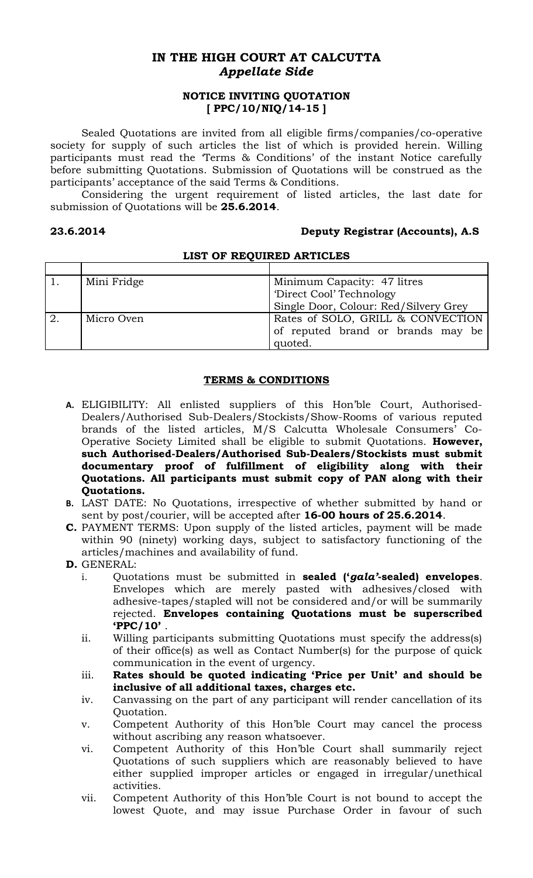# IN THE HIGH COURT AT CALCUTTA
## *Appellate Side*

### NOTICE INVITING QUOTATION
### [ PPC/10/NIQ/14-15 ]

Sealed Quotations are invited from all eligible firms/companies/co-operative society for supply of such articles the list of which is provided herein. Willing participants must read the 'Terms & Conditions' of the instant Notice carefully before submitting Quotations. Submission of Quotations will be construed as the participants' acceptance of the said Terms & Conditions.

Considering the urgent requirement of listed articles, the last date for submission of Quotations will be **25.6.2014**.

**23.6.2014** **Deputy Registrar (Accounts), A.S**

**LIST OF REQUIRED ARTICLES**

| | | |
|---|---|---|
| 1. | Mini Fridge | Minimum Capacity: 47 litres<br>'Direct Cool' Technology<br>Single Door, Colour: Red/Silvery Grey |
| 2. | Micro Oven | Rates of SOLO, GRILL & CONVECTION of reputed brand or brands may be quoted. |

**TERMS & CONDITIONS**

- **A.** ELIGIBILITY: All enlisted suppliers of this Hon'ble Court, Authorised-Dealers/Authorised Sub-Dealers/Stockists/Show-Rooms of various reputed brands of the listed articles, M/S Calcutta Wholesale Consumers' Co-Operative Society Limited shall be eligible to submit Quotations. **However, such Authorised-Dealers/Authorised Sub-Dealers/Stockists must submit documentary proof of fulfillment of eligibility along with their Quotations. All participants must submit copy of PAN along with their Quotations.**
- **B.** LAST DATE: No Quotations, irrespective of whether submitted by hand or sent by post/courier, will be accepted after **16-00 hours of 25.6.2014**.
- **C.** PAYMENT TERMS: Upon supply of the listed articles, payment will be made within 90 (ninety) working days, subject to satisfactory functioning of the articles/machines and availability of fund.
- **D.** GENERAL:
  - i. Quotations must be submitted in **sealed ('*gala'*-sealed) envelopes**. Envelopes which are merely pasted with adhesives/closed with adhesive-tapes/stapled will not be considered and/or will be summarily rejected. **Envelopes containing Quotations must be superscribed 'PPC/10'** .
  - ii. Willing participants submitting Quotations must specify the address(s) of their office(s) as well as Contact Number(s) for the purpose of quick communication in the event of urgency.
  - iii. **Rates should be quoted indicating 'Price per Unit' and should be inclusive of all additional taxes, charges etc.**
  - iv. Canvassing on the part of any participant will render cancellation of its Quotation.
  - v. Competent Authority of this Hon'ble Court may cancel the process without ascribing any reason whatsoever.
  - vi. Competent Authority of this Hon'ble Court shall summarily reject Quotations of such suppliers which are reasonably believed to have either supplied improper articles or engaged in irregular/unethical activities.
  - vii. Competent Authority of this Hon'ble Court is not bound to accept the lowest Quote, and may issue Purchase Order in favour of such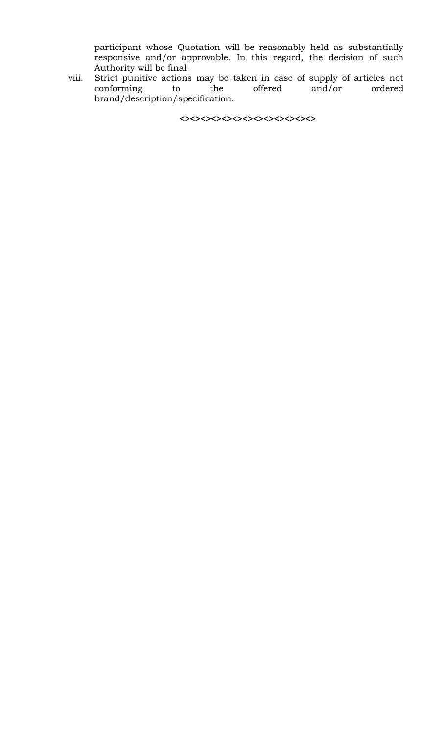participant whose Quotation will be reasonably held as substantially responsive and/or approvable. In this regard, the decision of such Authority will be final.

viii. Strict punitive actions may be taken in case of supply of articles not conforming to the offered and/or ordered brand/description/specification.

**<><><><><><><><><><><><><><>**